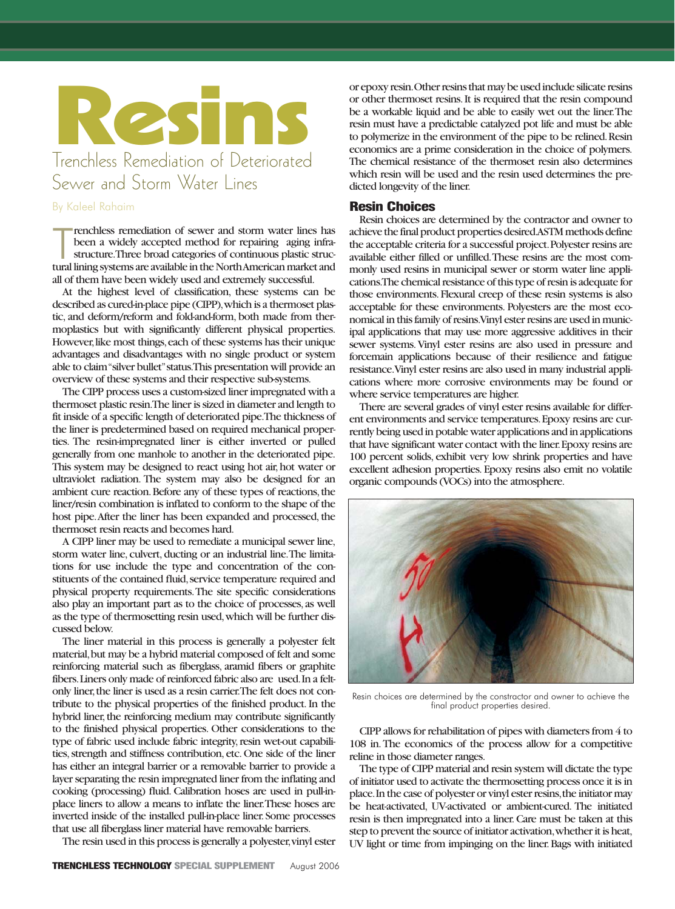# Resins

## Trenchless Remediation of Deteriorated Sewer and Storm Water Lines

By Kaleel Rahaim

Trenchless remediation of sewer and storm water lines has been a widely accepted method for repairing aging infrastructure. Three broad categories of continuous plastic structural lining systems are available in the North American market and all of them have been widely used and extremely successful.

At the highest level of classification, these systems can be described as cured-in-place pipe (CIPP), which is a thermoset plastic, and deform/reform and fold-and-form, both made from thermoplastics but with significantly different physical properties. However, like most things, each of these systems has their unique advantages and disadvantages with no single product or system able to claim "silver bullet" status. This presentation will provide an overview of these systems and their respective sub-systems.

The CIPP process uses a custom-sized liner impregnated with a thermoset plastic resin. The liner is sized in diameter and length to fit inside of a specific length of deteriorated pipe. The thickness of the liner is predetermined based on required mechanical properties. The resin-impregnated liner is either inverted or pulled generally from one manhole to another in the deteriorated pipe. This system may be designed to react using hot air, hot water or ultraviolet radiation. The system may also be designed for an ambient cure reaction. Before any of these types of reactions, the liner/resin combination is inflated to conform to the shape of the host pipe. After the liner has been expanded and processed, the thermoset resin reacts and becomes hard.

A CIPP liner may be used to remediate a municipal sewer line, storm water line, culvert, ducting or an industrial line. The limitations for use include the type and concentration of the constituents of the contained fluid, service temperature required and physical property requirements. The site specific considerations also play an important part as to the choice of processes, as well as the type of thermosetting resin used, which will be further discussed below.

The liner material in this process is generally a polyester felt material, but may be a hybrid material composed of felt and some reinforcing material such as fiberglass, aramid fibers or graphite fibers. Liners only made of reinforced fabric also are used. In a felt-only liner, the liner is used as a resin carrier. The felt does not contribute to the physical properties of the finished product. In the hybrid liner, the reinforcing medium may contribute significantly to the finished physical properties. Other considerations to the type of fabric used include fabric integrity, resin wet-out capabilities, strength and stiffness contribution, etc. One side of the liner has either an integral barrier or a removable barrier to provide a layer separating the resin impregnated liner from the inflating and cooking (processing) fluid. Calibration hoses are used in pull-in-place liners to allow a means to inflate the liner. These hoses are inverted inside of the installed pull-in-place liner. Some processes that use all fiberglass liner material have removable barriers.

The resin used in this process is generally a polyester, vinyl ester or epoxy resin. Other resins that may be used include silicate resins or other thermoset resins. It is required that the resin compound be a workable liquid and be able to easily wet out the liner. The resin must have a predictable catalyzed pot life and must be able to polymerize in the environment of the pipe to be relined. Resin economics are a prime consideration in the choice of polymers. The chemical resistance of the thermoset resin also determines which resin will be used and the resin used determines the predicted longevity of the liner.

### Resin Choices

Resin choices are determined by the contractor and owner to achieve the final product properties desired. ASTM methods define the acceptable criteria for a successful project. Polyester resins are available either filled or unfilled. These resins are the most commonly used resins in municipal sewer or storm water line applications. The chemical resistance of this type of resin is adequate for those environments. Flexural creep of these resin systems is also acceptable for these environments. Polyesters are the most economical in this family of resins. Vinyl ester resins are used in municipal applications that may use more aggressive additives in their sewer systems. Vinyl ester resins are also used in pressure and forcemain applications because of their resilience and fatigue resistance. Vinyl ester resins are also used in many industrial applications where more corrosive environments may be found or where service temperatures are higher.

There are several grades of vinyl ester resins available for different environments and service temperatures. Epoxy resins are currently being used in potable water applications and in applications that have significant water contact with the liner. Epoxy resins are 100 percent solids, exhibit very low shrink properties and have excellent adhesion properties. Epoxy resins also emit no volatile organic compounds (VOCs) into the atmosphere.

Resin choices are determined by the contractor and owner to achieve the final product properties desired.

CIPP allows for rehabilitation of pipes with diameters from 4 to 108 in. The economics of the process allow for a competitive reline in those diameter ranges.

The type of CIPP material and resin system will dictate the type of initiator used to activate the thermosetting process once it is in place. In the case of polyester or vinyl ester resins, the initiator may be heat-activated, UV-activated or ambient-cured. The initiated resin is then impregnated into a liner. Care must be taken at this step to prevent the source of initiator activation, whether it is heat, UV light or time from impinging on the liner. Bags with initiated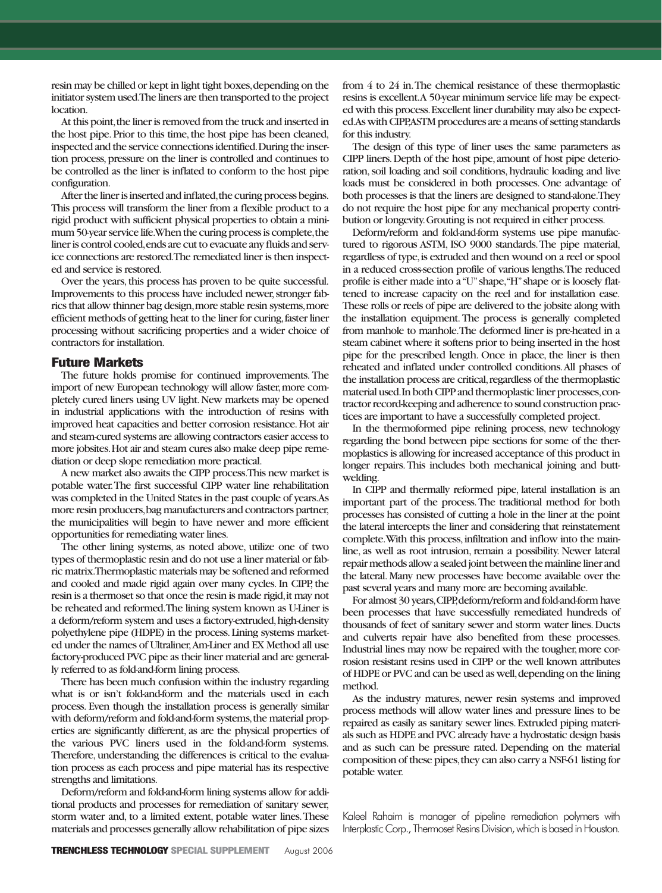resin may be chilled or kept in light tight boxes, depending on the initiator system used. The liners are then transported to the project location.

At this point, the liner is removed from the truck and inserted in the host pipe. Prior to this time, the host pipe has been cleaned, inspected and the service connections identified. During the insertion process, pressure on the liner is controlled and continues to be controlled as the liner is inflated to conform to the host pipe configuration.

After the liner is inserted and inflated, the curing process begins. This process will transform the liner from a flexible product to a rigid product with sufficient physical properties to obtain a minimum 50-year service life. When the curing process is complete, the liner is control cooled, ends are cut to evacuate any fluids and service connections are restored. The remediated liner is then inspected and service is restored.

Over the years, this process has proven to be quite successful. Improvements to this process have included newer, stronger fabrics that allow thinner bag design, more stable resin systems, more efficient methods of getting heat to the liner for curing, faster liner processing without sacrificing properties and a wider choice of contractors for installation.

## Future Markets

The future holds promise for continued improvements. The import of new European technology will allow faster, more completely cured liners using UV light. New markets may be opened in industrial applications with the introduction of resins with improved heat capacities and better corrosion resistance. Hot air and steam-cured systems are allowing contractors easier access to more jobsites. Hot air and steam cures also make deep pipe remediation or deep slope remediation more practical.

A new market also awaits the CIPP process. This new market is potable water. The first successful CIPP water line rehabilitation was completed in the United States in the past couple of years. As more resin producers, bag manufacturers and contractors partner, the municipalities will begin to have newer and more efficient opportunities for remediating water lines.

The other lining systems, as noted above, utilize one of two types of thermoplastic resin and do not use a liner material or fabric matrix. Thermoplastic materials may be softened and reformed and cooled and made rigid again over many cycles. In CIPP, the resin is a thermoset so that once the resin is made rigid, it may not be reheated and reformed. The lining system known as U-Liner is a deform/reform system and uses a factory-extruded, high-density polyethylene pipe (HDPE) in the process. Lining systems marketed under the names of Ultraliner, Am-Liner and EX Method all use factory-produced PVC pipe as their liner material and are generally referred to as fold-and-form lining process.

There has been much confusion within the industry regarding what is or isn't fold-and-form and the materials used in each process. Even though the installation process is generally similar with deform/reform and fold-and-form systems, the material properties are significantly different, as are the physical properties of the various PVC liners used in the fold-and-form systems. Therefore, understanding the differences is critical to the evaluation process as each process and pipe material has its respective strengths and limitations.

Deform/reform and fold-and-form lining systems allow for additional products and processes for remediation of sanitary sewer, storm water and, to a limited extent, potable water lines. These materials and processes generally allow rehabilitation of pipe sizes from 4 to 24 in. The chemical resistance of these thermoplastic resins is excellent. A 50-year minimum service life may be expected with this process. Excellent liner durability may also be expected. As with CIPP, ASTM procedures are a means of setting standards for this industry.

The design of this type of liner uses the same parameters as CIPP liners. Depth of the host pipe, amount of host pipe deterioration, soil loading and soil conditions, hydraulic loading and live loads must be considered in both processes. One advantage of both processes is that the liners are designed to stand-alone. They do not require the host pipe for any mechanical property contribution or longevity. Grouting is not required in either process.

Deform/reform and fold-and-form systems use pipe manufactured to rigorous ASTM, ISO 9000 standards. The pipe material, regardless of type, is extruded and then wound on a reel or spool in a reduced cross-section profile of various lengths. The reduced profile is either made into a "U" shape, "H" shape or is loosely flattened to increase capacity on the reel and for installation ease. These rolls or reels of pipe are delivered to the jobsite along with the installation equipment. The process is generally completed from manhole to manhole. The deformed liner is pre-heated in a steam cabinet where it softens prior to being inserted in the host pipe for the prescribed length. Once in place, the liner is then reheated and inflated under controlled conditions. All phases of the installation process are critical, regardless of the thermoplastic material used. In both CIPP and thermoplastic liner processes, contractor record-keeping and adherence to sound construction practices are important to have a successfully completed project.

In the thermoformed pipe relining process, new technology regarding the bond between pipe sections for some of the thermoplastics is allowing for increased acceptance of this product in longer repairs. This includes both mechanical joining and butt-welding.

In CIPP and thermally reformed pipe, lateral installation is an important part of the process. The traditional method for both processes has consisted of cutting a hole in the liner at the point the lateral intercepts the liner and considering that reinstatement complete. With this process, infiltration and inflow into the mainline, as well as root intrusion, remain a possibility. Newer lateral repair methods allow a sealed joint between the mainline liner and the lateral. Many new processes have become available over the past several years and many more are becoming available.

For almost 30 years, CIPP, deform/reform and fold-and-form have been processes that have successfully remediated hundreds of thousands of feet of sanitary sewer and storm water lines. Ducts and culverts repair have also benefited from these processes. Industrial lines may now be repaired with the tougher, more corrosion resistant resins used in CIPP or the well known attributes of HDPE or PVC and can be used as well, depending on the lining method.

As the industry matures, newer resin systems and improved process methods will allow water lines and pressure lines to be repaired as easily as sanitary sewer lines. Extruded piping materials such as HDPE and PVC already have a hydrostatic design basis and as such can be pressure rated. Depending on the material composition of these pipes, they can also carry a NSF-61 listing for potable water.

*Kaleel Rahaim is manager of pipeline remediation polymers with Interplastic Corp., Thermoset Resins Division, which is based in Houston.*